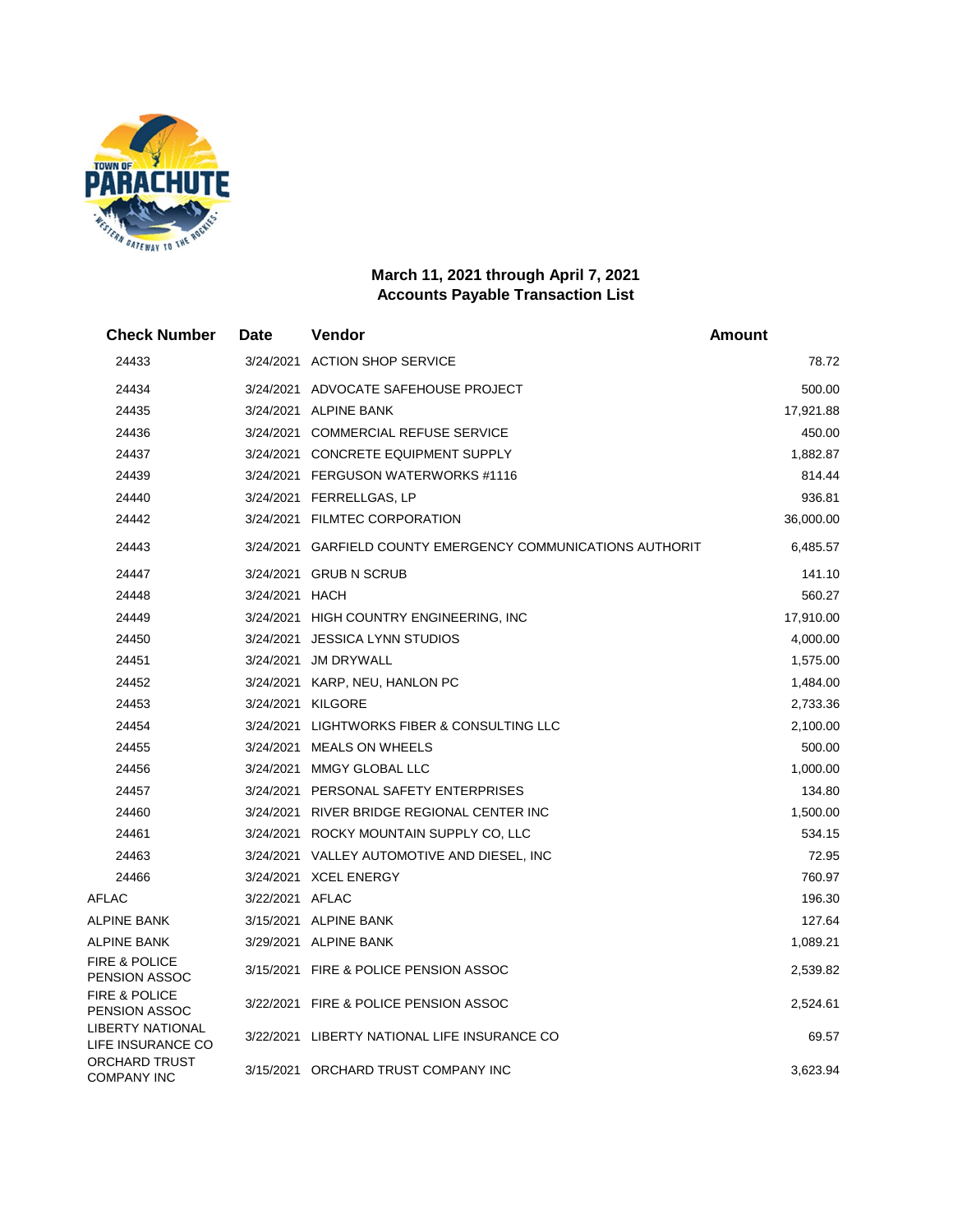## March 11, 2021 through April 7, 2021
## Accounts Payable Transaction List

| Check Number | Date | Vendor | Amount |
|---|---|---|---|
| 24433 | 3/24/2021 | ACTION SHOP SERVICE | 78.72 |
| 24434 | 3/24/2021 | ADVOCATE SAFEHOUSE PROJECT | 500.00 |
| 24435 | 3/24/2021 | ALPINE BANK | 17,921.88 |
| 24436 | 3/24/2021 | COMMERCIAL REFUSE SERVICE | 450.00 |
| 24437 | 3/24/2021 | CONCRETE EQUIPMENT SUPPLY | 1,882.87 |
| 24439 | 3/24/2021 | FERGUSON WATERWORKS #1116 | 814.44 |
| 24440 | 3/24/2021 | FERRELLGAS, LP | 936.81 |
| 24442 | 3/24/2021 | FILMTEC CORPORATION | 36,000.00 |
| 24443 | 3/24/2021 | GARFIELD COUNTY EMERGENCY COMMUNICATIONS AUTHORIT | 6,485.57 |
| 24447 | 3/24/2021 | GRUB N SCRUB | 141.10 |
| 24448 | 3/24/2021 | HACH | 560.27 |
| 24449 | 3/24/2021 | HIGH COUNTRY ENGINEERING, INC | 17,910.00 |
| 24450 | 3/24/2021 | JESSICA LYNN STUDIOS | 4,000.00 |
| 24451 | 3/24/2021 | JM DRYWALL | 1,575.00 |
| 24452 | 3/24/2021 | KARP, NEU, HANLON PC | 1,484.00 |
| 24453 | 3/24/2021 | KILGORE | 2,733.36 |
| 24454 | 3/24/2021 | LIGHTWORKS FIBER & CONSULTING LLC | 2,100.00 |
| 24455 | 3/24/2021 | MEALS ON WHEELS | 500.00 |
| 24456 | 3/24/2021 | MMGY GLOBAL LLC | 1,000.00 |
| 24457 | 3/24/2021 | PERSONAL SAFETY ENTERPRISES | 134.80 |
| 24460 | 3/24/2021 | RIVER BRIDGE REGIONAL CENTER INC | 1,500.00 |
| 24461 | 3/24/2021 | ROCKY MOUNTAIN SUPPLY CO, LLC | 534.15 |
| 24463 | 3/24/2021 | VALLEY AUTOMOTIVE AND DIESEL, INC | 72.95 |
| 24466 | 3/24/2021 | XCEL ENERGY | 760.97 |
| AFLAC | 3/22/2021 | AFLAC | 196.30 |
| ALPINE BANK | 3/15/2021 | ALPINE BANK | 127.64 |
| ALPINE BANK | 3/29/2021 | ALPINE BANK | 1,089.21 |
| FIRE & POLICE PENSION ASSOC | 3/15/2021 | FIRE & POLICE PENSION ASSOC | 2,539.82 |
| FIRE & POLICE PENSION ASSOC | 3/22/2021 | FIRE & POLICE PENSION ASSOC | 2,524.61 |
| LIBERTY NATIONAL LIFE INSURANCE CO | 3/22/2021 | LIBERTY NATIONAL LIFE INSURANCE CO | 69.57 |
| ORCHARD TRUST COMPANY INC | 3/15/2021 | ORCHARD TRUST COMPANY INC | 3,623.94 |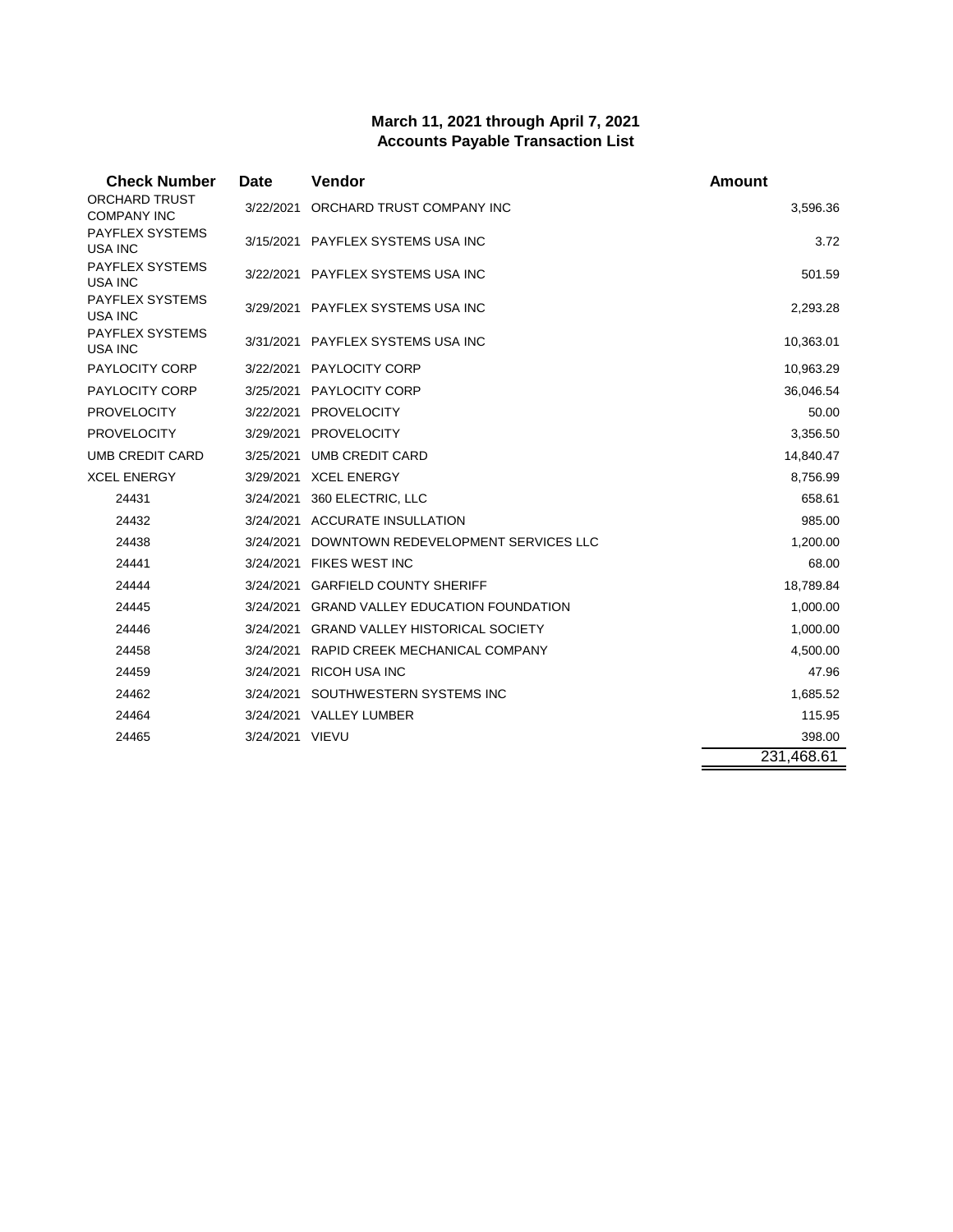**March 11, 2021 through April 7, 2021**
**Accounts Payable Transaction List**

| Check Number | Date | Vendor | Amount |
|---|---|---|---|
| ORCHARD TRUST COMPANY INC | 3/22/2021 | ORCHARD TRUST COMPANY INC | 3,596.36 |
| PAYFLEX SYSTEMS USA INC | 3/15/2021 | PAYFLEX SYSTEMS USA INC | 3.72 |
| PAYFLEX SYSTEMS USA INC | 3/22/2021 | PAYFLEX SYSTEMS USA INC | 501.59 |
| PAYFLEX SYSTEMS USA INC | 3/29/2021 | PAYFLEX SYSTEMS USA INC | 2,293.28 |
| PAYFLEX SYSTEMS USA INC | 3/31/2021 | PAYFLEX SYSTEMS USA INC | 10,363.01 |
| PAYLOCITY CORP | 3/22/2021 | PAYLOCITY CORP | 10,963.29 |
| PAYLOCITY CORP | 3/25/2021 | PAYLOCITY CORP | 36,046.54 |
| PROVELOCITY | 3/22/2021 | PROVELOCITY | 50.00 |
| PROVELOCITY | 3/29/2021 | PROVELOCITY | 3,356.50 |
| UMB CREDIT CARD | 3/25/2021 | UMB CREDIT CARD | 14,840.47 |
| XCEL ENERGY | 3/29/2021 | XCEL ENERGY | 8,756.99 |
| 24431 | 3/24/2021 | 360 ELECTRIC, LLC | 658.61 |
| 24432 | 3/24/2021 | ACCURATE INSULLATION | 985.00 |
| 24438 | 3/24/2021 | DOWNTOWN REDEVELOPMENT SERVICES LLC | 1,200.00 |
| 24441 | 3/24/2021 | FIKES WEST INC | 68.00 |
| 24444 | 3/24/2021 | GARFIELD COUNTY SHERIFF | 18,789.84 |
| 24445 | 3/24/2021 | GRAND VALLEY EDUCATION FOUNDATION | 1,000.00 |
| 24446 | 3/24/2021 | GRAND VALLEY HISTORICAL SOCIETY | 1,000.00 |
| 24458 | 3/24/2021 | RAPID CREEK MECHANICAL COMPANY | 4,500.00 |
| 24459 | 3/24/2021 | RICOH USA INC | 47.96 |
| 24462 | 3/24/2021 | SOUTHWESTERN SYSTEMS INC | 1,685.52 |
| 24464 | 3/24/2021 | VALLEY LUMBER | 115.95 |
| 24465 | 3/24/2021 | VIEVU | 398.00 |
| | | | 231,468.61 |